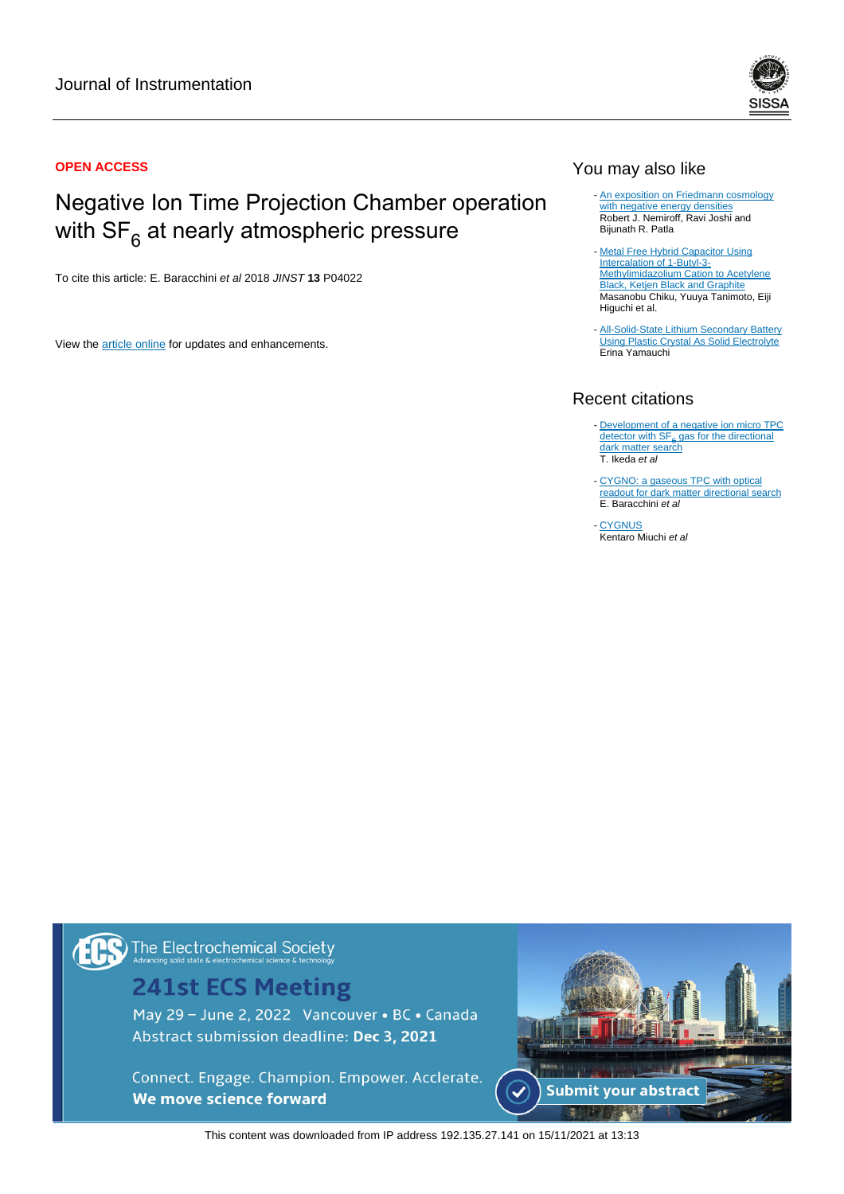Journal of Instrumentation

**OPEN ACCESS**

# Negative Ion Time Projection Chamber operation with $SF_6$ at nearly atmospheric pressure

To cite this article: E. Baracchini *et al* 2018 *JINST* **13** P04022

View the article online for updates and enhancements.

## You may also like

- An exposition on Friedmann cosmology with negative energy densities
  Robert J. Nemiroff, Ravi Joshi and Bijunath R. Patla
- Metal Free Hybrid Capacitor Using Intercalation of 1-Butyl-3-Methylimidazolium Cation to Acetylene Black, Ketjen Black and Graphite
  Masanobu Chiku, Yuuya Tanimoto, Eiji Higuchi et al.
- All-Solid-State Lithium Secondary Battery Using Plastic Crystal As Solid Electrolyte
  Erina Yamauchi

## Recent citations

- Development of a negative ion micro TPC detector with $SF_6$ gas for the directional dark matter search
  T. Ikeda *et al*
- CYGNO: a gaseous TPC with optical readout for dark matter directional search
  E. Baracchini *et al*
- CYGNUS
  Kentaro Miuchi *et al*

The Electrochemical Society
Advancing solid state & electrochemical science & technology

**241st ECS Meeting**

May 29 – June 2, 2022 Vancouver • BC • Canada
Abstract submission deadline: **Dec 3, 2021**

Connect. Engage. Champion. Empower. Acclerate.
**We move science forward**

Submit your abstract

This content was downloaded from IP address 192.135.27.141 on 15/11/2021 at 13:13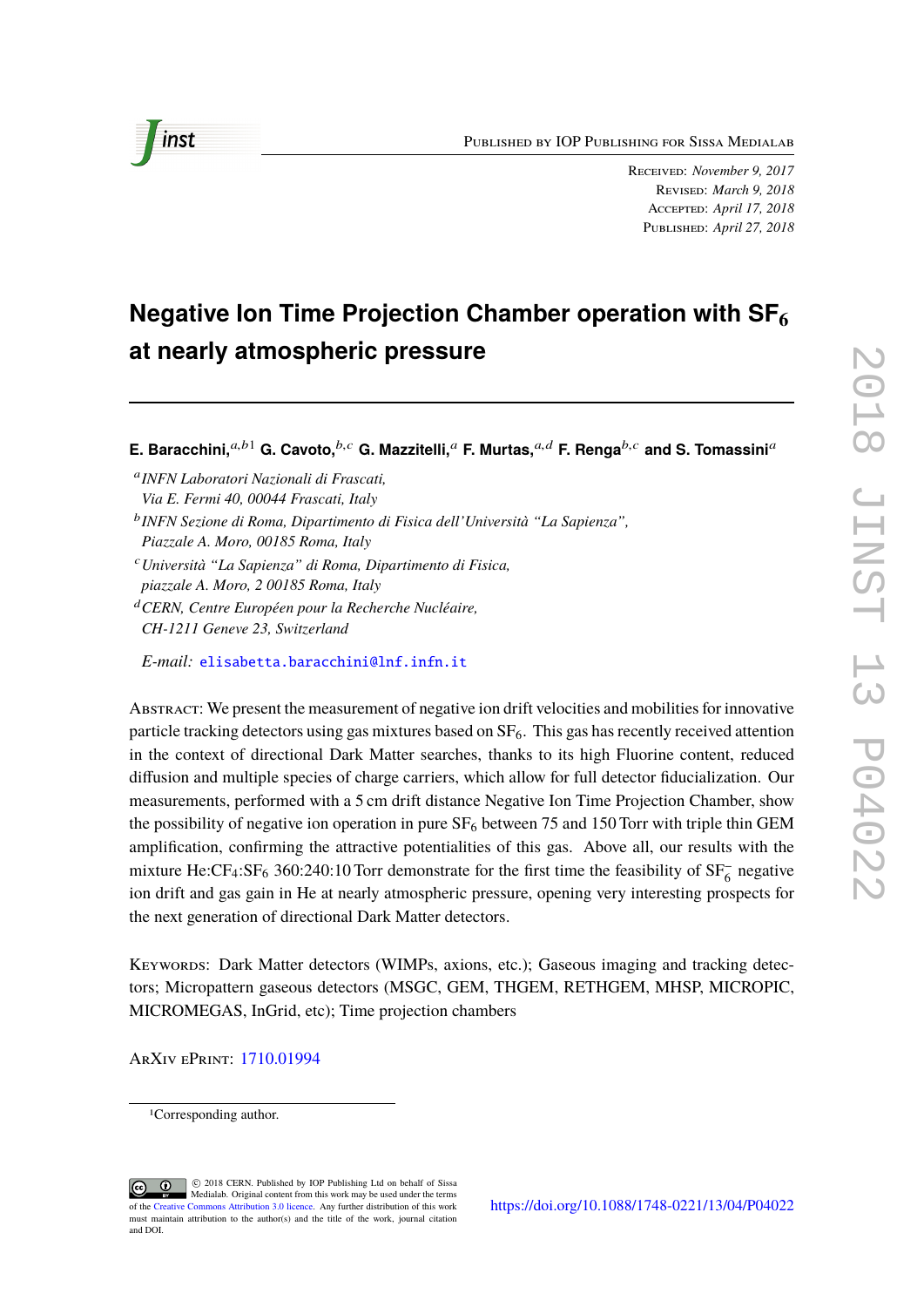PUBLISHED BY IOP PUBLISHING FOR SISSA MEDIALAB

RECEIVED: *November 9, 2017*
REVISED: *March 9, 2018*
ACCEPTED: *April 17, 2018*
PUBLISHED: *April 27, 2018*

# Negative Ion Time Projection Chamber operation with $SF_6$ at nearly atmospheric pressure

**E. Baracchini,**[a,b,1] **G. Cavoto,**[b,c] **G. Mazzitelli,**[a] **F. Murtas,**[a,d] **F. Renga**[b,c] **and S. Tomassini**[a]

[a] *INFN Laboratori Nazionali di Frascati, Via E. Fermi 40, 00044 Frascati, Italy*
[b] *INFN Sezione di Roma, Dipartimento di Fisica dell'Università "La Sapienza", Piazzale A. Moro, 00185 Roma, Italy*
[c] *Università "La Sapienza" di Roma, Dipartimento di Fisica, piazzale A. Moro, 2 00185 Roma, Italy*
[d] *CERN, Centre Européen pour la Recherche Nucléaire, CH-1211 Geneve 23, Switzerland*

*E-mail:* elisabetta.baracchini@lnf.infn.it

ABSTRACT: We present the measurement of negative ion drift velocities and mobilities for innovative particle tracking detectors using gas mixtures based on $SF_6$. This gas has recently received attention in the context of directional Dark Matter searches, thanks to its high Fluorine content, reduced diffusion and multiple species of charge carriers, which allow for full detector fiducialization. Our measurements, performed with a 5 cm drift distance Negative Ion Time Projection Chamber, show the possibility of negative ion operation in pure $SF_6$ between 75 and 150 Torr with triple thin GEM amplification, confirming the attractive potentialities of this gas. Above all, our results with the mixture He:$CF_4$:$SF_6$ 360:240:10 Torr demonstrate for the first time the feasibility of $SF_6^-$ negative ion drift and gas gain in He at nearly atmospheric pressure, opening very interesting prospects for the next generation of directional Dark Matter detectors.

KEYWORDS: Dark Matter detectors (WIMPs, axions, etc.); Gaseous imaging and tracking detectors; Micropattern gaseous detectors (MSGC, GEM, THGEM, RETHGEM, MHSP, MICROPIC, MICROMEGAS, InGrid, etc); Time projection chambers

ARXIV EPRINT: 1710.01994

[1] Corresponding author.

© 2018 CERN. Published by IOP Publishing Ltd on behalf of Sissa Medialab. Original content from this work may be used under the terms of the Creative Commons Attribution 3.0 licence. Any further distribution of this work must maintain attribution to the author(s) and the title of the work, journal citation and DOI.

https://doi.org/10.1088/1748-0221/13/04/P04022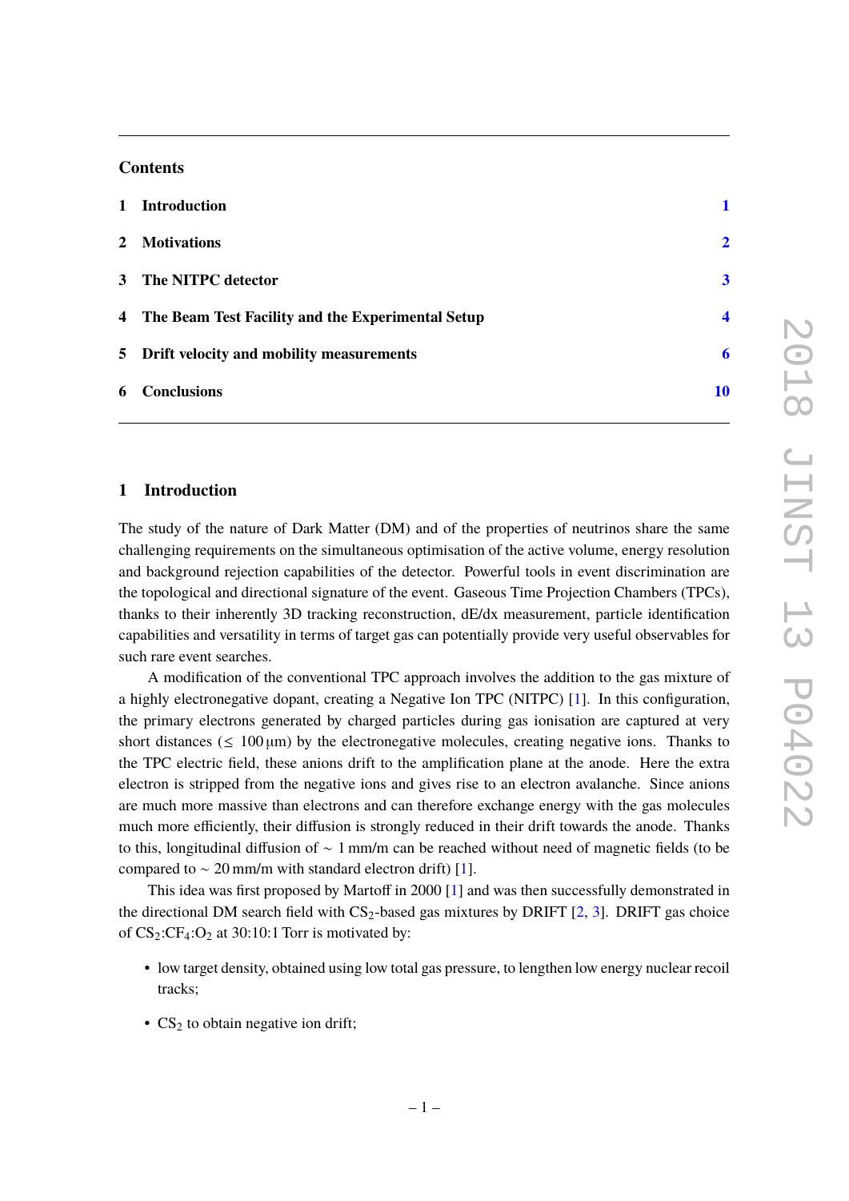## Contents

1 Introduction 1

2 Motivations 2

3 The NITPC detector 3

4 The Beam Test Facility and the Experimental Setup 4

5 Drift velocity and mobility measurements 6

6 Conclusions 10

# 1 Introduction

The study of the nature of Dark Matter (DM) and of the properties of neutrinos share the same challenging requirements on the simultaneous optimisation of the active volume, energy resolution and background rejection capabilities of the detector. Powerful tools in event discrimination are the topological and directional signature of the event. Gaseous Time Projection Chambers (TPCs), thanks to their inherently 3D tracking reconstruction, dE/dx measurement, particle identification capabilities and versatility in terms of target gas can potentially provide very useful observables for such rare event searches.

A modification of the conventional TPC approach involves the addition to the gas mixture of a highly electronegative dopant, creating a Negative Ion TPC (NITPC) [1]. In this configuration, the primary electrons generated by charged particles during gas ionisation are captured at very short distances ($\leq$ 100 μm) by the electronegative molecules, creating negative ions. Thanks to the TPC electric field, these anions drift to the amplification plane at the anode. Here the extra electron is stripped from the negative ions and gives rise to an electron avalanche. Since anions are much more massive than electrons and can therefore exchange energy with the gas molecules much more efficiently, their diffusion is strongly reduced in their drift towards the anode. Thanks to this, longitudinal diffusion of ~ 1 mm/m can be reached without need of magnetic fields (to be compared to ~ 20 mm/m with standard electron drift) [1].

This idea was first proposed by Martoff in 2000 [1] and was then successfully demonstrated in the directional DM search field with $CS_2$-based gas mixtures by DRIFT [2, 3]. DRIFT gas choice of $CS_2$:$CF_4$:$O_2$ at 30:10:1 Torr is motivated by:

- low target density, obtained using low total gas pressure, to lengthen low energy nuclear recoil tracks;
- $CS_2$ to obtain negative ion drift;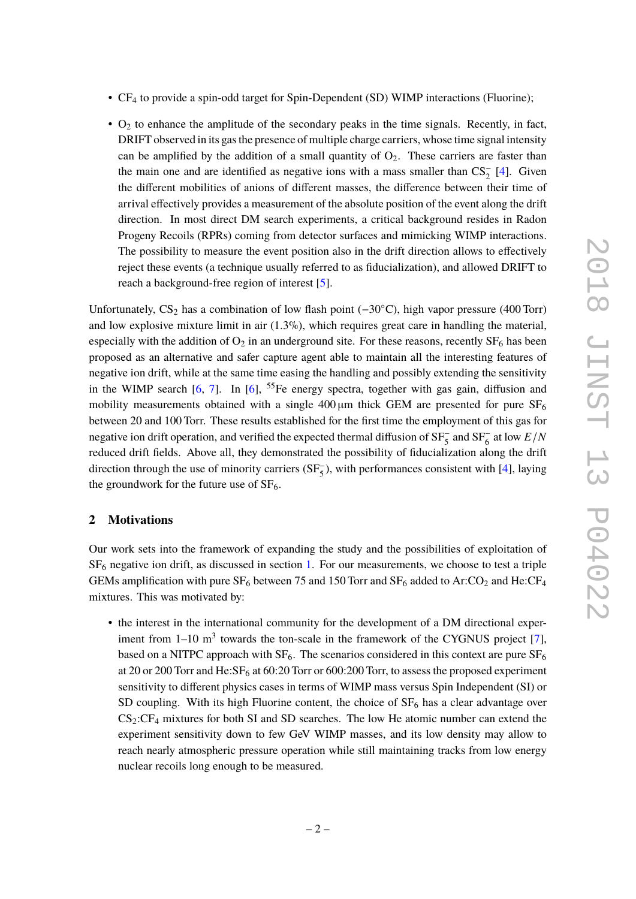- $CF_4$ to provide a spin-odd target for Spin-Dependent (SD) WIMP interactions (Fluorine);

- $O_2$ to enhance the amplitude of the secondary peaks in the time signals. Recently, in fact, DRIFT observed in its gas the presence of multiple charge carriers, whose time signal intensity can be amplified by the addition of a small quantity of $O_2$. These carriers are faster than the main one and are identified as negative ions with a mass smaller than $CS_2^-$ [4]. Given the different mobilities of anions of different masses, the difference between their time of arrival effectively provides a measurement of the absolute position of the event along the drift direction. In most direct DM search experiments, a critical background resides in Radon Progeny Recoils (RPRs) coming from detector surfaces and mimicking WIMP interactions. The possibility to measure the event position also in the drift direction allows to effectively reject these events (a technique usually referred to as fiducialization), and allowed DRIFT to reach a background-free region of interest [5].

Unfortunately, $CS_2$ has a combination of low flash point ($-30°$C), high vapor pressure (400 Torr) and low explosive mixture limit in air (1.3%), which requires great care in handling the material, especially with the addition of $O_2$ in an underground site. For these reasons, recently $SF_6$ has been proposed as an alternative and safer capture agent able to maintain all the interesting features of negative ion drift, while at the same time easing the handling and possibly extending the sensitivity in the WIMP search [6, 7]. In [6], $^{55}$Fe energy spectra, together with gas gain, diffusion and mobility measurements obtained with a single 400 µm thick GEM are presented for pure $SF_6$ between 20 and 100 Torr. These results established for the first time the employment of this gas for negative ion drift operation, and verified the expected thermal diffusion of $SF_5^-$ and $SF_6^-$ at low $E/N$ reduced drift fields. Above all, they demonstrated the possibility of fiducialization along the drift direction through the use of minority carriers ($SF_5^-$), with performances consistent with [4], laying the groundwork for the future use of $SF_6$.

## 2 Motivations

Our work sets into the framework of expanding the study and the possibilities of exploitation of $SF_6$ negative ion drift, as discussed in section 1. For our measurements, we choose to test a triple GEMs amplification with pure $SF_6$ between 75 and 150 Torr and $SF_6$ added to Ar:$CO_2$ and He:$CF_4$ mixtures. This was motivated by:

- the interest in the international community for the development of a DM directional experiment from 1–10 m$^3$ towards the ton-scale in the framework of the CYGNUS project [7], based on a NITPC approach with $SF_6$. The scenarios considered in this context are pure $SF_6$ at 20 or 200 Torr and He:$SF_6$ at 60:20 Torr or 600:200 Torr, to assess the proposed experiment sensitivity to different physics cases in terms of WIMP mass versus Spin Independent (SI) or SD coupling. With its high Fluorine content, the choice of $SF_6$ has a clear advantage over $CS_2$:$CF_4$ mixtures for both SI and SD searches. The low He atomic number can extend the experiment sensitivity down to few GeV WIMP masses, and its low density may allow to reach nearly atmospheric pressure operation while still maintaining tracks from low energy nuclear recoils long enough to be measured.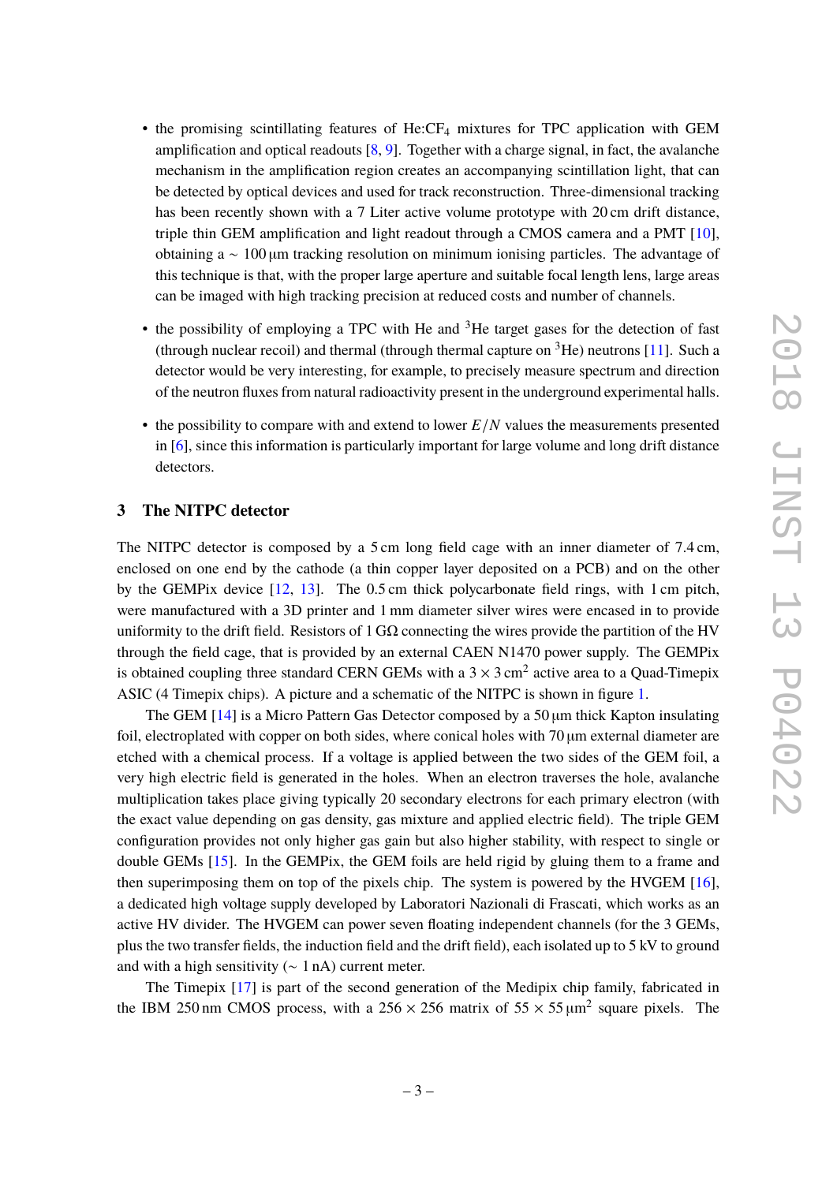- the promising scintillating features of He:$CF_4$ mixtures for TPC application with GEM amplification and optical readouts [8, 9]. Together with a charge signal, in fact, the avalanche mechanism in the amplification region creates an accompanying scintillation light, that can be detected by optical devices and used for track reconstruction. Three-dimensional tracking has been recently shown with a 7 Liter active volume prototype with 20 cm drift distance, triple thin GEM amplification and light readout through a CMOS camera and a PMT [10], obtaining a ~ 100 µm tracking resolution on minimum ionising particles. The advantage of this technique is that, with the proper large aperture and suitable focal length lens, large areas can be imaged with high tracking precision at reduced costs and number of channels.

- the possibility of employing a TPC with He and $^3$He target gases for the detection of fast (through nuclear recoil) and thermal (through thermal capture on $^3$He) neutrons [11]. Such a detector would be very interesting, for example, to precisely measure spectrum and direction of the neutron fluxes from natural radioactivity present in the underground experimental halls.

- the possibility to compare with and extend to lower $E/N$ values the measurements presented in [6], since this information is particularly important for large volume and long drift distance detectors.

## 3 The NITPC detector

The NITPC detector is composed by a 5 cm long field cage with an inner diameter of 7.4 cm, enclosed on one end by the cathode (a thin copper layer deposited on a PCB) and on the other by the GEMPix device [12, 13]. The 0.5 cm thick polycarbonate field rings, with 1 cm pitch, were manufactured with a 3D printer and 1 mm diameter silver wires were encased in to provide uniformity to the drift field. Resistors of 1 GΩ connecting the wires provide the partition of the HV through the field cage, that is provided by an external CAEN N1470 power supply. The GEMPix is obtained coupling three standard CERN GEMs with a $3 \times 3\,\text{cm}^2$ active area to a Quad-Timepix ASIC (4 Timepix chips). A picture and a schematic of the NITPC is shown in figure 1.

The GEM [14] is a Micro Pattern Gas Detector composed by a 50 µm thick Kapton insulating foil, electroplated with copper on both sides, where conical holes with 70 µm external diameter are etched with a chemical process. If a voltage is applied between the two sides of the GEM foil, a very high electric field is generated in the holes. When an electron traverses the hole, avalanche multiplication takes place giving typically 20 secondary electrons for each primary electron (with the exact value depending on gas density, gas mixture and applied electric field). The triple GEM configuration provides not only higher gas gain but also higher stability, with respect to single or double GEMs [15]. In the GEMPix, the GEM foils are held rigid by gluing them to a frame and then superimposing them on top of the pixels chip. The system is powered by the HVGEM [16], a dedicated high voltage supply developed by Laboratori Nazionali di Frascati, which works as an active HV divider. The HVGEM can power seven floating independent channels (for the 3 GEMs, plus the two transfer fields, the induction field and the drift field), each isolated up to 5 kV to ground and with a high sensitivity (~ 1 nA) current meter.

The Timepix [17] is part of the second generation of the Medipix chip family, fabricated in the IBM 250 nm CMOS process, with a $256 \times 256$ matrix of $55 \times 55\,\mu\text{m}^2$ square pixels. The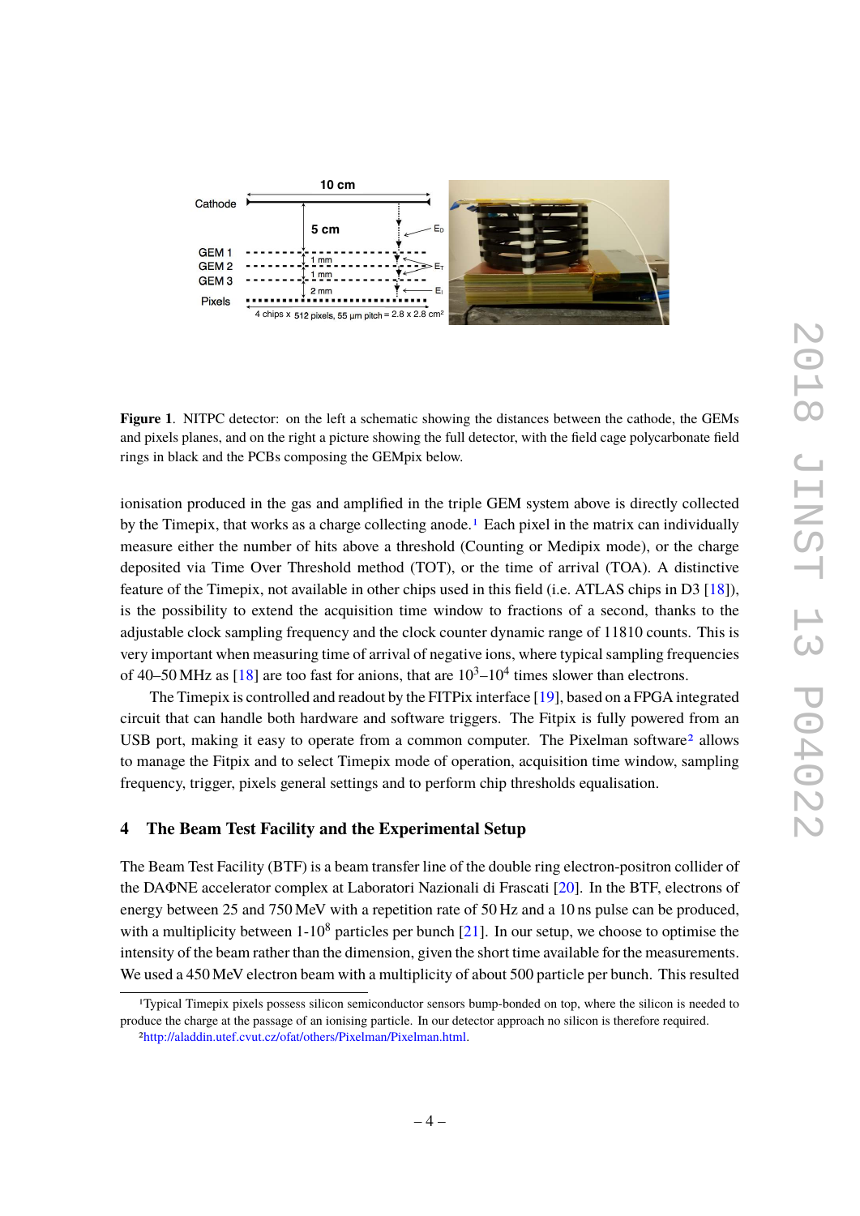**Figure 1**. NITPC detector: on the left a schematic showing the distances between the cathode, the GEMs and pixels planes, and on the right a picture showing the full detector, with the field cage polycarbonate field rings in black and the PCBs composing the GEMpix below.

ionisation produced in the gas and amplified in the triple GEM system above is directly collected by the Timepix, that works as a charge collecting anode.[1] Each pixel in the matrix can individually measure either the number of hits above a threshold (Counting or Medipix mode), or the charge deposited via Time Over Threshold method (TOT), or the time of arrival (TOA). A distinctive feature of the Timepix, not available in other chips used in this field (i.e. ATLAS chips in D3 [18]), is the possibility to extend the acquisition time window to fractions of a second, thanks to the adjustable clock sampling frequency and the clock counter dynamic range of 11810 counts. This is very important when measuring time of arrival of negative ions, where typical sampling frequencies of 40–50 MHz as [18] are too fast for anions, that are $10^3$–$10^4$ times slower than electrons.

The Timepix is controlled and readout by the FITPix interface [19], based on a FPGA integrated circuit that can handle both hardware and software triggers. The Fitpix is fully powered from an USB port, making it easy to operate from a common computer. The Pixelman software[2] allows to manage the Fitpix and to select Timepix mode of operation, acquisition time window, sampling frequency, trigger, pixels general settings and to perform chip thresholds equalisation.

## 4 The Beam Test Facility and the Experimental Setup

The Beam Test Facility (BTF) is a beam transfer line of the double ring electron-positron collider of the DAΦNE accelerator complex at Laboratori Nazionali di Frascati [20]. In the BTF, electrons of energy between 25 and 750 MeV with a repetition rate of 50 Hz and a 10 ns pulse can be produced, with a multiplicity between 1-$10^8$ particles per bunch [21]. In our setup, we choose to optimise the intensity of the beam rather than the dimension, given the short time available for the measurements. We used a 450 MeV electron beam with a multiplicity of about 500 particle per bunch. This resulted

[1] Typical Timepix pixels possess silicon semiconductor sensors bump-bonded on top, where the silicon is needed to produce the charge at the passage of an ionising particle. In our detector approach no silicon is therefore required.

[2] http://aladdin.utef.cvut.cz/ofat/others/Pixelman/Pixelman.html.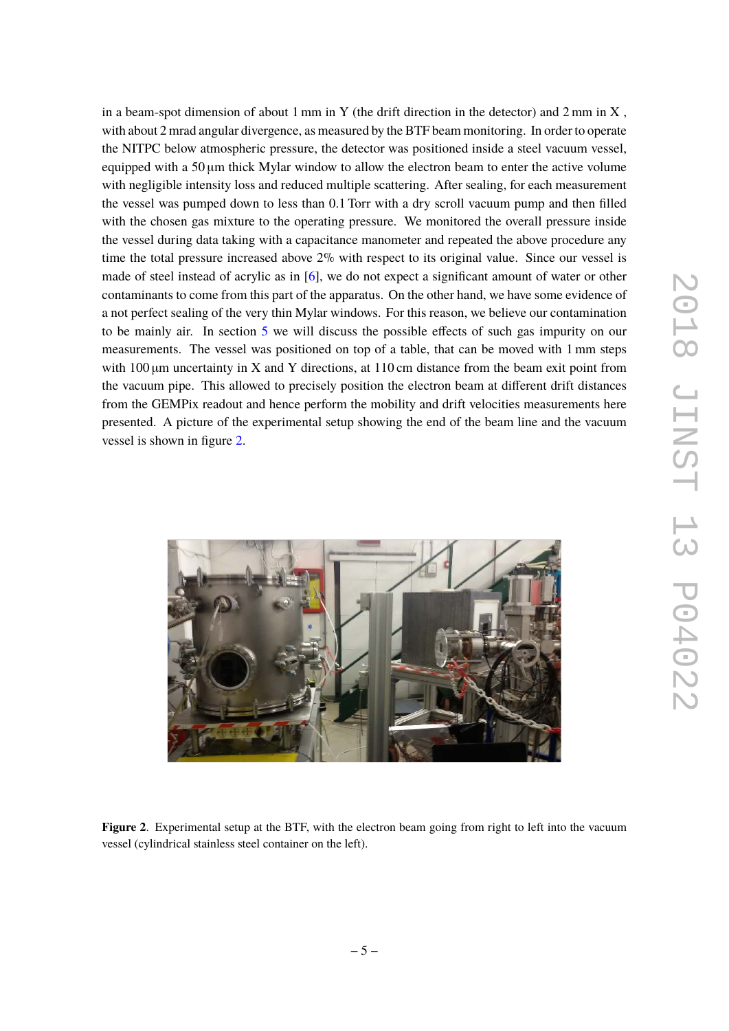in a beam-spot dimension of about 1 mm in Y (the drift direction in the detector) and 2 mm in X , with about 2 mrad angular divergence, as measured by the BTF beam monitoring. In order to operate the NITPC below atmospheric pressure, the detector was positioned inside a steel vacuum vessel, equipped with a 50 µm thick Mylar window to allow the electron beam to enter the active volume with negligible intensity loss and reduced multiple scattering. After sealing, for each measurement the vessel was pumped down to less than 0.1 Torr with a dry scroll vacuum pump and then filled with the chosen gas mixture to the operating pressure. We monitored the overall pressure inside the vessel during data taking with a capacitance manometer and repeated the above procedure any time the total pressure increased above 2% with respect to its original value. Since our vessel is made of steel instead of acrylic as in [6], we do not expect a significant amount of water or other contaminants to come from this part of the apparatus. On the other hand, we have some evidence of a not perfect sealing of the very thin Mylar windows. For this reason, we believe our contamination to be mainly air. In section 5 we will discuss the possible effects of such gas impurity on our measurements. The vessel was positioned on top of a table, that can be moved with 1 mm steps with 100 µm uncertainty in X and Y directions, at 110 cm distance from the beam exit point from the vacuum pipe. This allowed to precisely position the electron beam at different drift distances from the GEMPix readout and hence perform the mobility and drift velocities measurements here presented. A picture of the experimental setup showing the end of the beam line and the vacuum vessel is shown in figure 2.

**Figure 2**. Experimental setup at the BTF, with the electron beam going from right to left into the vacuum vessel (cylindrical stainless steel container on the left).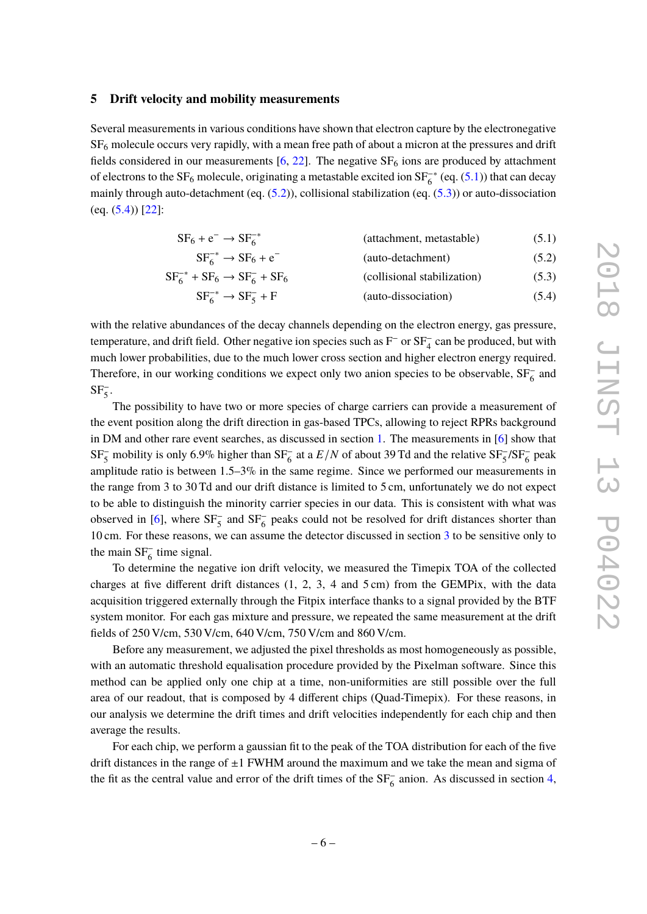## 5 Drift velocity and mobility measurements

Several measurements in various conditions have shown that electron capture by the electronegative $SF_6$ molecule occurs very rapidly, with a mean free path of about a micron at the pressures and drift fields considered in our measurements [6, 22]. The negative $SF_6$ ions are produced by attachment of electrons to the $SF_6$ molecule, originating a metastable excited ion $SF_6^{-*}$ (eq. (5.1)) that can decay mainly through auto-detachment (eq. (5.2)), collisional stabilization (eq. (5.3)) or auto-dissociation (eq. (5.4)) [22]:

$$SF_6 + e^- \rightarrow SF_6^{-*} \qquad \text{(attachment, metastable)} \tag{5.1}$$

$$SF_6^{-*} \rightarrow SF_6 + e^- \qquad \text{(auto-detachment)} \tag{5.2}$$

$$SF_6^{-*} + SF_6 \rightarrow SF_6^- + SF_6 \qquad \text{(collisional stabilization)} \tag{5.3}$$

$$SF_6^{-*} \rightarrow SF_5^- + F \qquad \text{(auto-dissociation)} \tag{5.4}$$

with the relative abundances of the decay channels depending on the electron energy, gas pressure, temperature, and drift field. Other negative ion species such as $F^-$ or $SF_4^-$ can be produced, but with much lower probabilities, due to the much lower cross section and higher electron energy required. Therefore, in our working conditions we expect only two anion species to be observable, $SF_6^-$ and $SF_5^-$.

The possibility to have two or more species of charge carriers can provide a measurement of the event position along the drift direction in gas-based TPCs, allowing to reject RPRs background in DM and other rare event searches, as discussed in section 1. The measurements in [6] show that $SF_5^-$ mobility is only 6.9% higher than $SF_6^-$ at a $E/N$ of about 39 Td and the relative $SF_5^-/SF_6^-$ peak amplitude ratio is between 1.5–3% in the same regime. Since we performed our measurements in the range from 3 to 30 Td and our drift distance is limited to 5 cm, unfortunately we do not expect to be able to distinguish the minority carrier species in our data. This is consistent with what was observed in [6], where $SF_5^-$ and $SF_6^-$ peaks could not be resolved for drift distances shorter than 10 cm. For these reasons, we can assume the detector discussed in section 3 to be sensitive only to the main $SF_6^-$ time signal.

To determine the negative ion drift velocity, we measured the Timepix TOA of the collected charges at five different drift distances (1, 2, 3, 4 and 5 cm) from the GEMPix, with the data acquisition triggered externally through the Fitpix interface thanks to a signal provided by the BTF system monitor. For each gas mixture and pressure, we repeated the same measurement at the drift fields of 250 V/cm, 530 V/cm, 640 V/cm, 750 V/cm and 860 V/cm.

Before any measurement, we adjusted the pixel thresholds as most homogeneously as possible, with an automatic threshold equalisation procedure provided by the Pixelman software. Since this method can be applied only one chip at a time, non-uniformities are still possible over the full area of our readout, that is composed by 4 different chips (Quad-Timepix). For these reasons, in our analysis we determine the drift times and drift velocities independently for each chip and then average the results.

For each chip, we perform a gaussian fit to the peak of the TOA distribution for each of the five drift distances in the range of ±1 FWHM around the maximum and we take the mean and sigma of the fit as the central value and error of the drift times of the $SF_6^-$ anion. As discussed in section 4,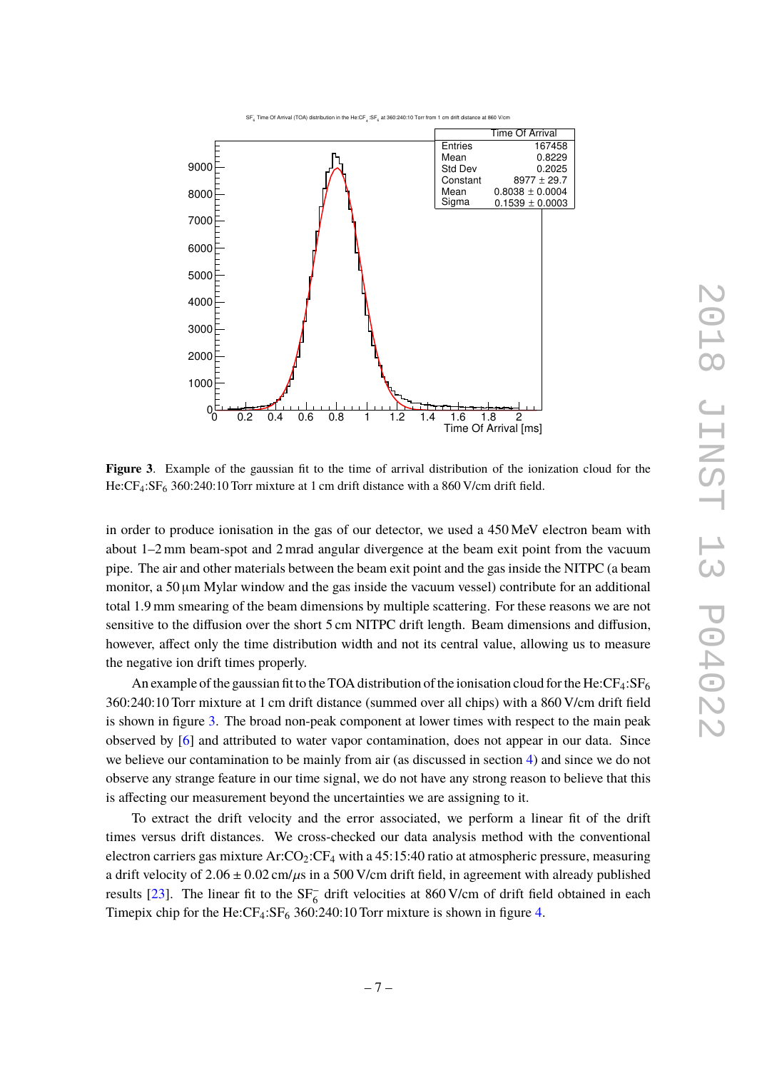**Figure 3**. Example of the gaussian fit to the time of arrival distribution of the ionization cloud for the He:$CF_4$:$SF_6$ 360:240:10 Torr mixture at 1 cm drift distance with a 860 V/cm drift field.

in order to produce ionisation in the gas of our detector, we used a 450 MeV electron beam with about 1–2 mm beam-spot and 2 mrad angular divergence at the beam exit point from the vacuum pipe. The air and other materials between the beam exit point and the gas inside the NITPC (a beam monitor, a 50 µm Mylar window and the gas inside the vacuum vessel) contribute for an additional total 1.9 mm smearing of the beam dimensions by multiple scattering. For these reasons we are not sensitive to the diffusion over the short 5 cm NITPC drift length. Beam dimensions and diffusion, however, affect only the time distribution width and not its central value, allowing us to measure the negative ion drift times properly.

An example of the gaussian fit to the TOA distribution of the ionisation cloud for the He:$CF_4$:$SF_6$ 360:240:10 Torr mixture at 1 cm drift distance (summed over all chips) with a 860 V/cm drift field is shown in figure 3. The broad non-peak component at lower times with respect to the main peak observed by [6] and attributed to water vapor contamination, does not appear in our data. Since we believe our contamination to be mainly from air (as discussed in section 4) and since we do not observe any strange feature in our time signal, we do not have any strong reason to believe that this is affecting our measurement beyond the uncertainties we are assigning to it.

To extract the drift velocity and the error associated, we perform a linear fit of the drift times versus drift distances. We cross-checked our data analysis method with the conventional electron carriers gas mixture Ar:$CO_2$:$CF_4$ with a 45:15:40 ratio at atmospheric pressure, measuring a drift velocity of $2.06 \pm 0.02$ cm/$\mu$s in a 500 V/cm drift field, in agreement with already published results [23]. The linear fit to the $SF_6^-$ drift velocities at 860 V/cm of drift field obtained in each Timepix chip for the He:$CF_4$:$SF_6$ 360:240:10 Torr mixture is shown in figure 4.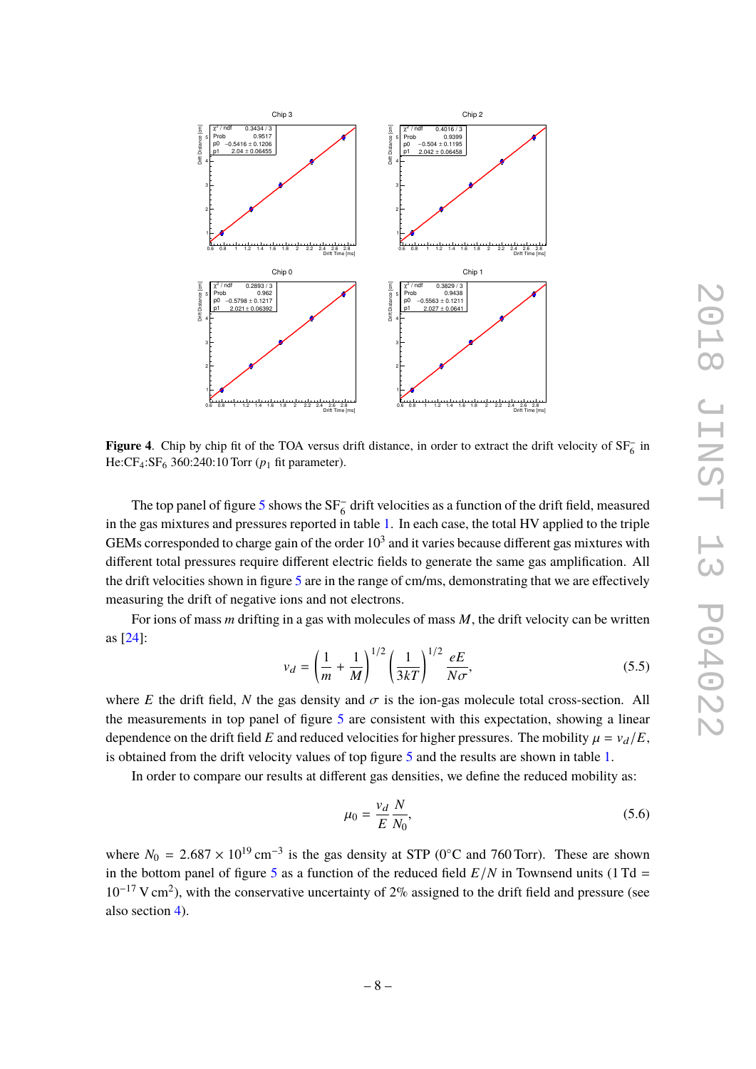**Figure 4**. Chip by chip fit of the TOA versus drift distance, in order to extract the drift velocity of $SF_6^-$ in $He:CF_4:SF_6$ 360:240:10 Torr ($p_1$ fit parameter).

The top panel of figure 5 shows the $SF_6^-$ drift velocities as a function of the drift field, measured in the gas mixtures and pressures reported in table 1. In each case, the total HV applied to the triple GEMs corresponded to charge gain of the order $10^3$ and it varies because different gas mixtures with different total pressures require different electric fields to generate the same gas amplification. All the drift velocities shown in figure 5 are in the range of cm/ms, demonstrating that we are effectively measuring the drift of negative ions and not electrons.

For ions of mass $m$ drifting in a gas with molecules of mass $M$, the drift velocity can be written as [24]:

$$v_d = \left(\frac{1}{m} + \frac{1}{M}\right)^{1/2} \left(\frac{1}{3kT}\right)^{1/2} \frac{eE}{N\sigma}, \tag{5.5}$$

where $E$ the drift field, $N$ the gas density and $\sigma$ is the ion-gas molecule total cross-section. All the measurements in top panel of figure 5 are consistent with this expectation, showing a linear dependence on the drift field $E$ and reduced velocities for higher pressures. The mobility $\mu = v_d/E$, is obtained from the drift velocity values of top figure 5 and the results are shown in table 1.

In order to compare our results at different gas densities, we define the reduced mobility as:

$$\mu_0 = \frac{v_d}{E}\frac{N}{N_0}, \tag{5.6}$$

where $N_0 = 2.687 \times 10^{19}\,\text{cm}^{-3}$ is the gas density at STP (0°C and 760 Torr). These are shown in the bottom panel of figure 5 as a function of the reduced field $E/N$ in Townsend units ($1\,\text{Td} = 10^{-17}\,\text{V cm}^2$), with the conservative uncertainty of 2% assigned to the drift field and pressure (see also section 4).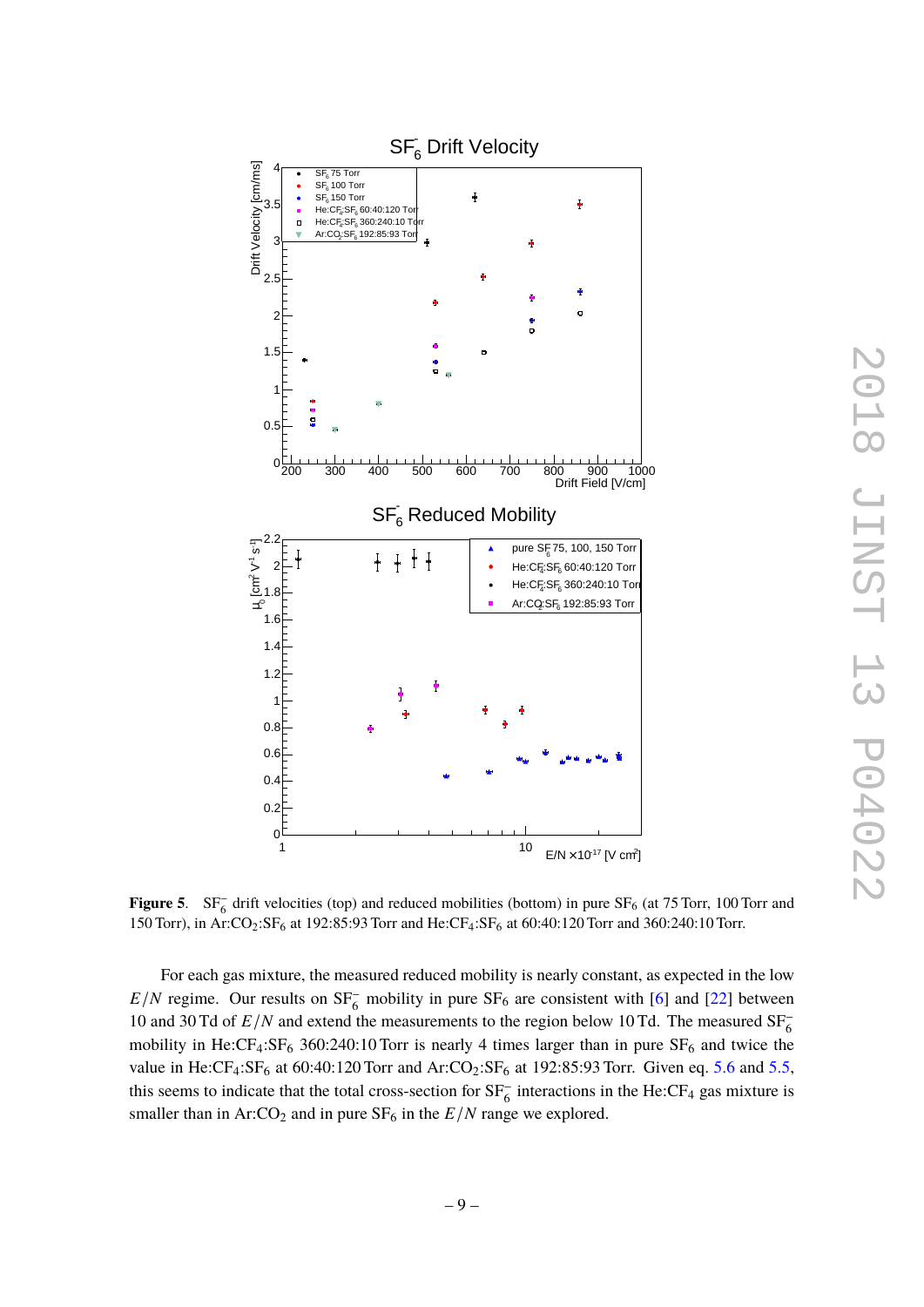**Figure 5**. $SF_6^-$ drift velocities (top) and reduced mobilities (bottom) in pure $SF_6$ (at 75 Torr, 100 Torr and 150 Torr), in Ar:$CO_2$:$SF_6$ at 192:85:93 Torr and He:$CF_4$:$SF_6$ at 60:40:120 Torr and 360:240:10 Torr.

For each gas mixture, the measured reduced mobility is nearly constant, as expected in the low $E/N$ regime. Our results on $SF_6^-$ mobility in pure $SF_6$ are consistent with [6] and [22] between 10 and 30 Td of $E/N$ and extend the measurements to the region below 10 Td. The measured $SF_6^-$ mobility in He:$CF_4$:$SF_6$ 360:240:10 Torr is nearly 4 times larger than in pure $SF_6$ and twice the value in He:$CF_4$:$SF_6$ at 60:40:120 Torr and Ar:$CO_2$:$SF_6$ at 192:85:93 Torr. Given eq. 5.6 and 5.5, this seems to indicate that the total cross-section for $SF_6^-$ interactions in the He:$CF_4$ gas mixture is smaller than in Ar:$CO_2$ and in pure $SF_6$ in the $E/N$ range we explored.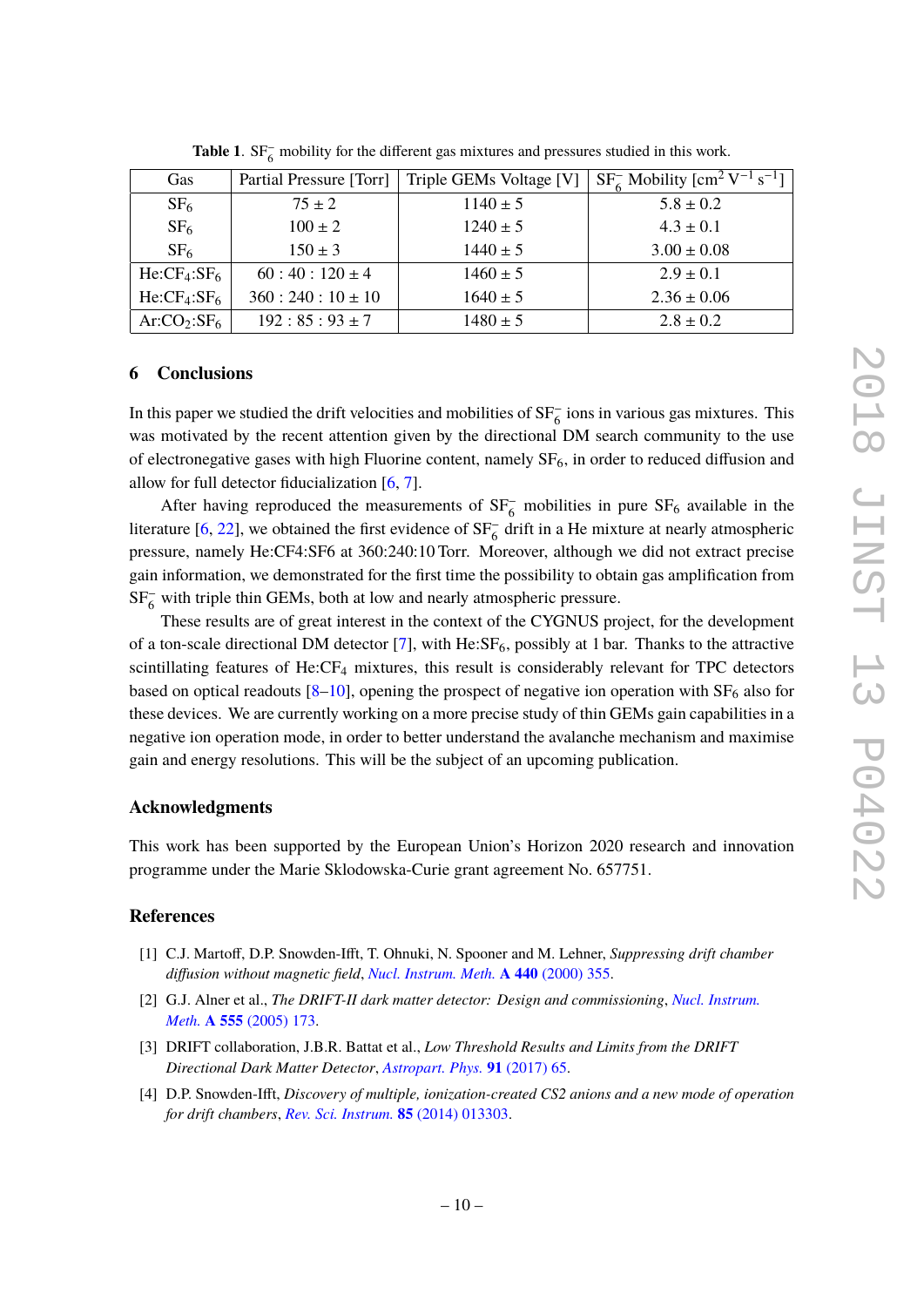**Table 1**. $SF_6^-$ mobility for the different gas mixtures and pressures studied in this work.

| Gas | Partial Pressure [Torr] | Triple GEMs Voltage [V] | $SF_6^-$ Mobility [$cm^2\ V^{-1}\ s^{-1}$] |
|---|---|---|---|
| $SF_6$ | 75 ± 2 | 1140 ± 5 | 5.8 ± 0.2 |
| $SF_6$ | 100 ± 2 | 1240 ± 5 | 4.3 ± 0.1 |
| $SF_6$ | 150 ± 3 | 1440 ± 5 | 3.00 ± 0.08 |
| $He:CF_4:SF_6$ | 60 : 40 : 120 ± 4 | 1460 ± 5 | 2.9 ± 0.1 |
| $He:CF_4:SF_6$ | 360 : 240 : 10 ± 10 | 1640 ± 5 | 2.36 ± 0.06 |
| $Ar:CO_2:SF_6$ | 192 : 85 : 93 ± 7 | 1480 ± 5 | 2.8 ± 0.2 |

## 6 Conclusions

In this paper we studied the drift velocities and mobilities of $SF_6^-$ ions in various gas mixtures. This was motivated by the recent attention given by the directional DM search community to the use of electronegative gases with high Fluorine content, namely $SF_6$, in order to reduced diffusion and allow for full detector fiducialization [6, 7].

After having reproduced the measurements of $SF_6^-$ mobilities in pure $SF_6$ available in the literature [6, 22], we obtained the first evidence of $SF_6^-$ drift in a He mixture at nearly atmospheric pressure, namely He:CF4:SF6 at 360:240:10 Torr. Moreover, although we did not extract precise gain information, we demonstrated for the first time the possibility to obtain gas amplification from $SF_6^-$ with triple thin GEMs, both at low and nearly atmospheric pressure.

These results are of great interest in the context of the CYGNUS project, for the development of a ton-scale directional DM detector [7], with $He:SF_6$, possibly at 1 bar. Thanks to the attractive scintillating features of $He:CF_4$ mixtures, this result is considerably relevant for TPC detectors based on optical readouts [8–10], opening the prospect of negative ion operation with $SF_6$ also for these devices. We are currently working on a more precise study of thin GEMs gain capabilities in a negative ion operation mode, in order to better understand the avalanche mechanism and maximise gain and energy resolutions. This will be the subject of an upcoming publication.

## Acknowledgments

This work has been supported by the European Union's Horizon 2020 research and innovation programme under the Marie Sklodowska-Curie grant agreement No. 657751.

## References

[1] C.J. Martoff, D.P. Snowden-Ifft, T. Ohnuki, N. Spooner and M. Lehner, *Suppressing drift chamber diffusion without magnetic field*, Nucl. Instrum. Meth. **A 440** (2000) 355.

[2] G.J. Alner et al., *The DRIFT-II dark matter detector: Design and commissioning*, Nucl. Instrum. Meth. **A 555** (2005) 173.

[3] DRIFT collaboration, J.B.R. Battat et al., *Low Threshold Results and Limits from the DRIFT Directional Dark Matter Detector*, Astropart. Phys. **91** (2017) 65.

[4] D.P. Snowden-Ifft, *Discovery of multiple, ionization-created CS2 anions and a new mode of operation for drift chambers*, Rev. Sci. Instrum. **85** (2014) 013303.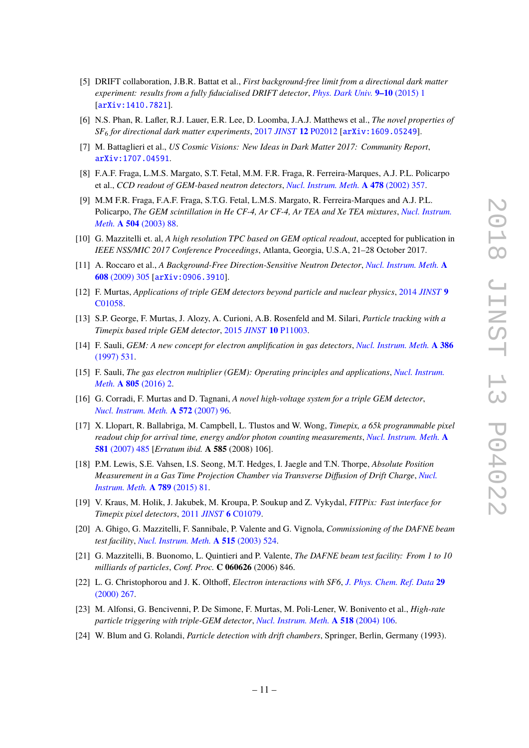[5] DRIFT collaboration, J.B.R. Battat et al., *First background-free limit from a directional dark matter experiment: results from a fully fiducialised DRIFT detector*, *Phys. Dark Univ.* **9–10** (2015) 1 [arXiv:1410.7821].

[6] N.S. Phan, R. Lafler, R.J. Lauer, E.R. Lee, D. Loomba, J.A.J. Matthews et al., *The novel properties of $SF_6$ for directional dark matter experiments*, 2017 *JINST* **12** P02012 [arXiv:1609.05249].

[7] M. Battaglieri et al., *US Cosmic Visions: New Ideas in Dark Matter 2017: Community Report*, arXiv:1707.04591.

[8] F.A.F. Fraga, L.M.S. Margato, S.T. Fetal, M.M. F.R. Fraga, R. Ferreira-Marques, A.J. P.L. Policarpo et al., *CCD readout of GEM-based neutron detectors*, *Nucl. Instrum. Meth.* **A 478** (2002) 357.

[9] M.M F.R. Fraga, F.A.F. Fraga, S.T.G. Fetal, L.M.S. Margato, R. Ferreira-Marques and A.J. P.L. Policarpo, *The GEM scintillation in He CF-4, Ar CF-4, Ar TEA and Xe TEA mixtures*, *Nucl. Instrum. Meth.* **A 504** (2003) 88.

[10] G. Mazzitelli et. al, *A high resolution TPC based on GEM optical readout*, accepted for publication in *IEEE NSS/MIC 2017 Conference Proceedings*, Atlanta, Georgia, U.S.A, 21–28 October 2017.

[11] A. Roccaro et al., *A Background-Free Direction-Sensitive Neutron Detector*, *Nucl. Instrum. Meth.* **A 608** (2009) 305 [arXiv:0906.3910].

[12] F. Murtas, *Applications of triple GEM detectors beyond particle and nuclear physics*, 2014 *JINST* **9** C01058.

[13] S.P. George, F. Murtas, J. Alozy, A. Curioni, A.B. Rosenfeld and M. Silari, *Particle tracking with a Timepix based triple GEM detector*, 2015 *JINST* **10** P11003.

[14] F. Sauli, *GEM: A new concept for electron amplification in gas detectors*, *Nucl. Instrum. Meth.* **A 386** (1997) 531.

[15] F. Sauli, *The gas electron multiplier (GEM): Operating principles and applications*, *Nucl. Instrum. Meth.* **A 805** (2016) 2.

[16] G. Corradi, F. Murtas and D. Tagnani, *A novel high-voltage system for a triple GEM detector*, *Nucl. Instrum. Meth.* **A 572** (2007) 96.

[17] X. Llopart, R. Ballabriga, M. Campbell, L. Tlustos and W. Wong, *Timepix, a 65k programmable pixel readout chip for arrival time, energy and/or photon counting measurements*, *Nucl. Instrum. Meth.* **A 581** (2007) 485 [*Erratum ibid.* **A 585** (2008) 106].

[18] P.M. Lewis, S.E. Vahsen, I.S. Seong, M.T. Hedges, I. Jaegle and T.N. Thorpe, *Absolute Position Measurement in a Gas Time Projection Chamber via Transverse Diffusion of Drift Charge*, *Nucl. Instrum. Meth.* **A 789** (2015) 81.

[19] V. Kraus, M. Holik, J. Jakubek, M. Kroupa, P. Soukup and Z. Vykydal, *FITPix: Fast interface for Timepix pixel detectors*, 2011 *JINST* **6** C01079.

[20] A. Ghigo, G. Mazzitelli, F. Sannibale, P. Valente and G. Vignola, *Commissioning of the DAFNE beam test facility*, *Nucl. Instrum. Meth.* **A 515** (2003) 524.

[21] G. Mazzitelli, B. Buonomo, L. Quintieri and P. Valente, *The DAFNE beam test facility: From 1 to 10 milliards of particles*, *Conf. Proc.* **C 060626** (2006) 846.

[22] L. G. Christophorou and J. K. Olthoff, *Electron interactions with SF6*, *J. Phys. Chem. Ref. Data* **29** (2000) 267.

[23] M. Alfonsi, G. Bencivenni, P. De Simone, F. Murtas, M. Poli-Lener, W. Bonivento et al., *High-rate particle triggering with triple-GEM detector*, *Nucl. Instrum. Meth.* **A 518** (2004) 106.

[24] W. Blum and G. Rolandi, *Particle detection with drift chambers*, Springer, Berlin, Germany (1993).